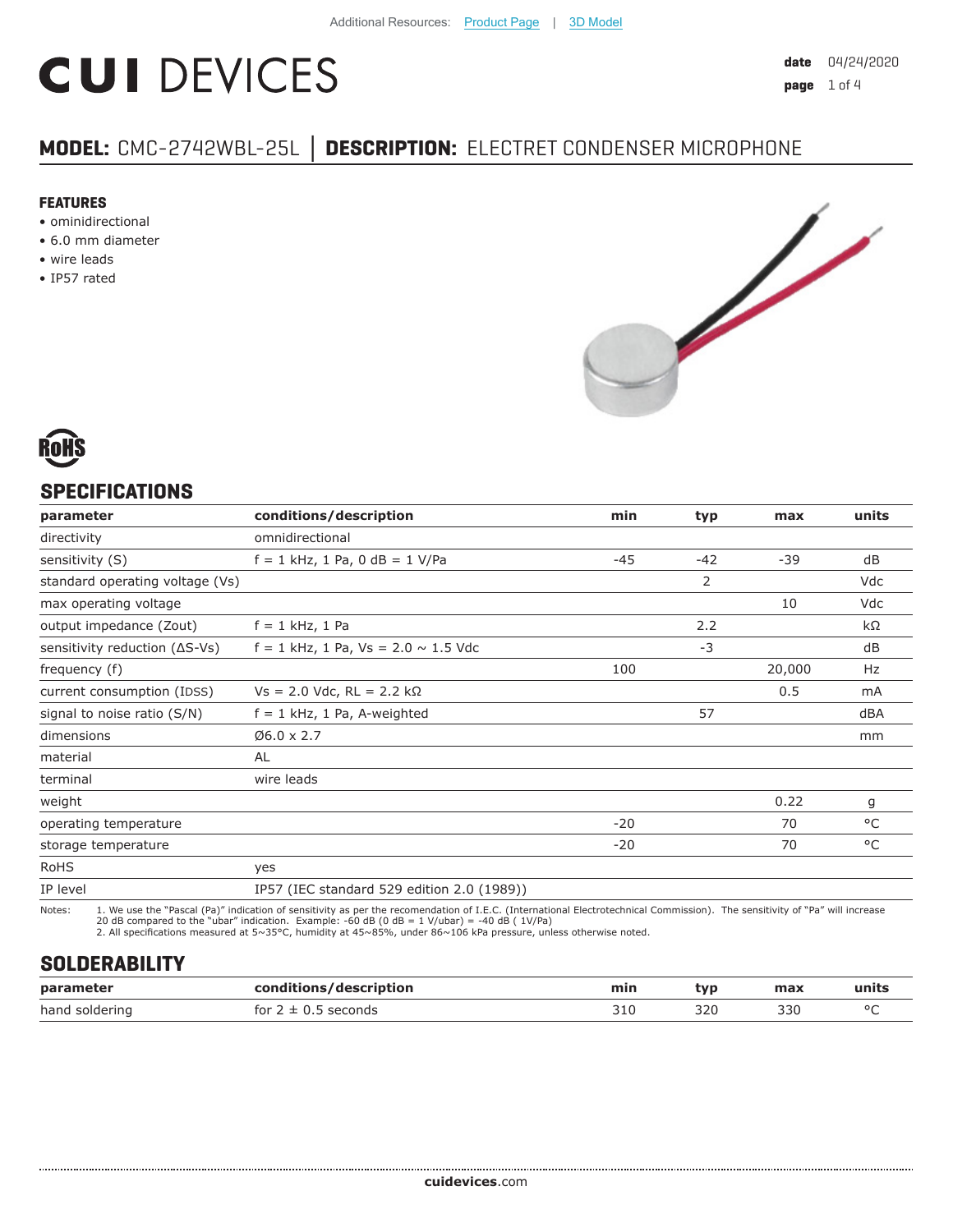Additional Resources: Product Page | 3D Model

# CUI DEVICES

**date** 04/24/2020
**page** 1 of 4

## MODEL: CMC-2742WBL-25L │ DESCRIPTION: ELECTRET CONDENSER MICROPHONE

### FEATURES

- ominidirectional
- 6.0 mm diameter
- wire leads
- IP57 rated

RoHS

## SPECIFICATIONS

| parameter | conditions/description | min | typ | max | units |
|---|---|---|---|---|---|
| directivity | omnidirectional | | | | |
| sensitivity (S) | f = 1 kHz, 1 Pa, 0 dB = 1 V/Pa | -45 | -42 | -39 | dB |
| standard operating voltage (Vs) | | | 2 | | Vdc |
| max operating voltage | | | | 10 | Vdc |
| output impedance (Zout) | f = 1 kHz, 1 Pa | | 2.2 | | kΩ |
| sensitivity reduction (ΔS-Vs) | f = 1 kHz, 1 Pa, Vs = 2.0 ~ 1.5 Vdc | | -3 | | dB |
| frequency (f) | | 100 | | 20,000 | Hz |
| current consumption (IDSS) | Vs = 2.0 Vdc, RL = 2.2 kΩ | | | 0.5 | mA |
| signal to noise ratio (S/N) | f = 1 kHz, 1 Pa, A-weighted | | 57 | | dBA |
| dimensions | Ø6.0 x 2.7 | | | | mm |
| material | AL | | | | |
| terminal | wire leads | | | | |
| weight | | | | 0.22 | g |
| operating temperature | | -20 | | 70 | °C |
| storage temperature | | -20 | | 70 | °C |
| RoHS | yes | | | | |
| IP level | IP57 (IEC standard 529 edition 2.0 (1989)) | | | | |

Notes:
1. We use the "Pascal (Pa)" indication of sensitivity as per the recomendation of I.E.C. (International Electrotechnical Commission). The sensitivity of "Pa" will increase 20 dB compared to the "ubar" indication. Example: -60 dB (0 dB = 1 V/ubar) = -40 dB ( 1V/Pa)
2. All specifications measured at 5~35°C, humidity at 45~85%, under 86~106 kPa pressure, unless otherwise noted.

## SOLDERABILITY

| parameter | conditions/description | min | typ | max | units |
|---|---|---|---|---|---|
| hand soldering | for 2 ± 0.5 seconds | 310 | 320 | 330 | °C |

cuidevices.com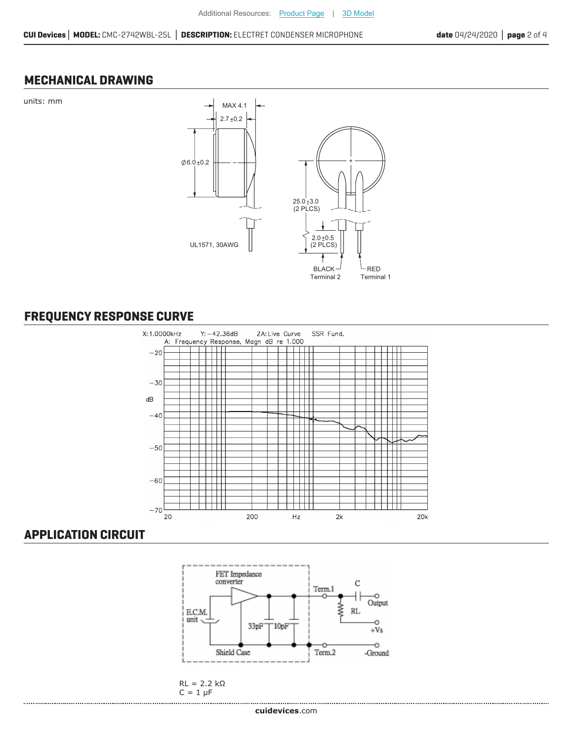## MECHANICAL DRAWING

units: mm

MAX 4.1

2.7±0.2

Ø6.0±0.2

UL1571, 30AWG

25.0±3.0
(2 PLCS)

2.0±0.5
(2 PLCS)

BLACK
Terminal 2

RED
Terminal 1

## FREQUENCY RESPONSE CURVE

X: 1.0000kHz Y: −42.36dB ZA: Live Curve SSR Fund.
A: Frequency Response, Magn dB re 1.000

## APPLICATION CIRCUIT

FET Impedance converter

E.C.M. unit

33pF 10pF

Shield Case

Term.1

Term.2

C

RL

Output

+Vs

-Ground

RL = 2.2 kΩ
C = 1 μF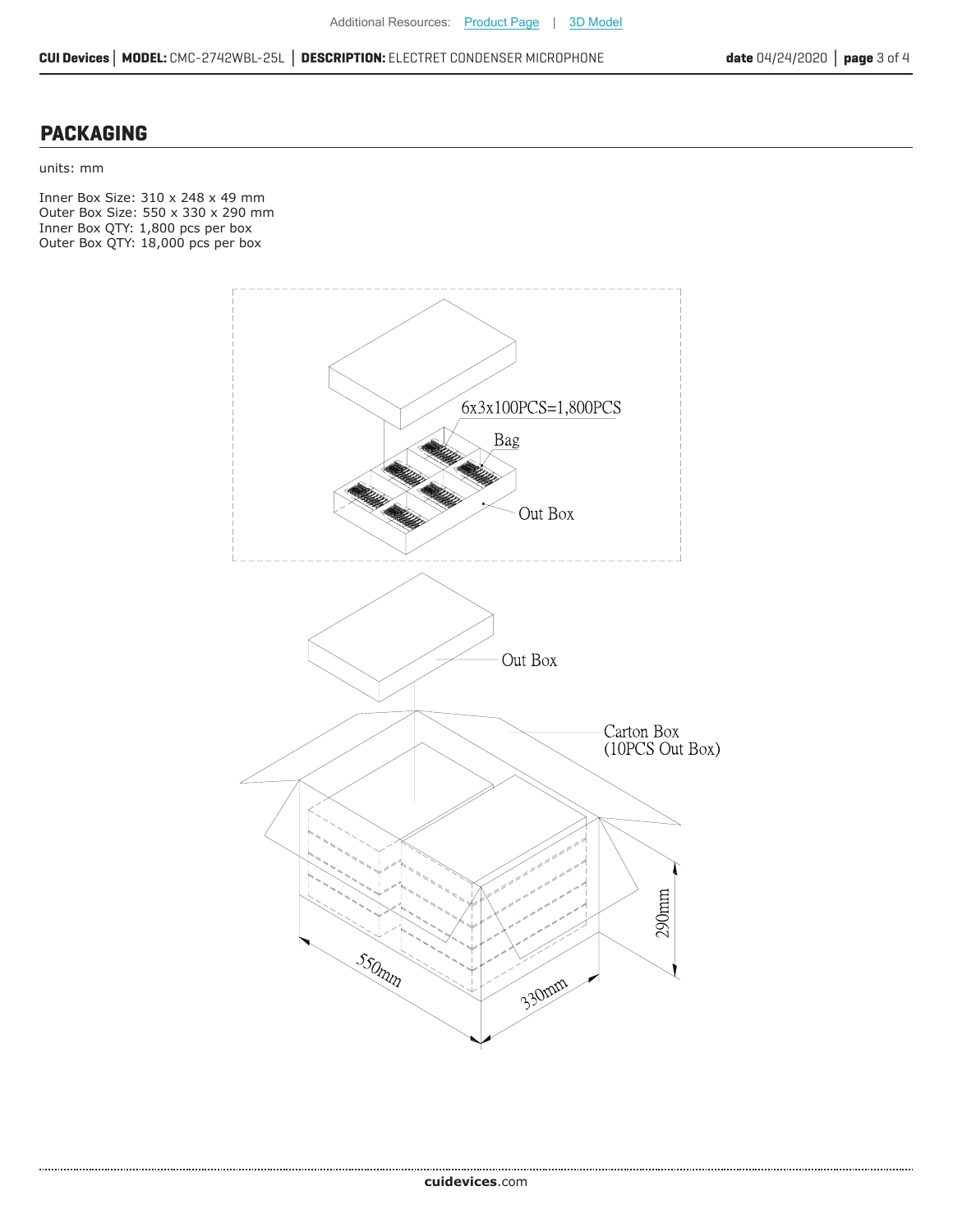## PACKAGING

units: mm

Inner Box Size: 310 x 248 x 49 mm
Outer Box Size: 550 x 330 x 290 mm
Inner Box QTY: 1,800 pcs per box
Outer Box QTY: 18,000 pcs per box

6x3x100PCS=1,800PCS

Bag

Out Box

Out Box

Carton Box
(10PCS Out Box)

550mm

330mm

290mm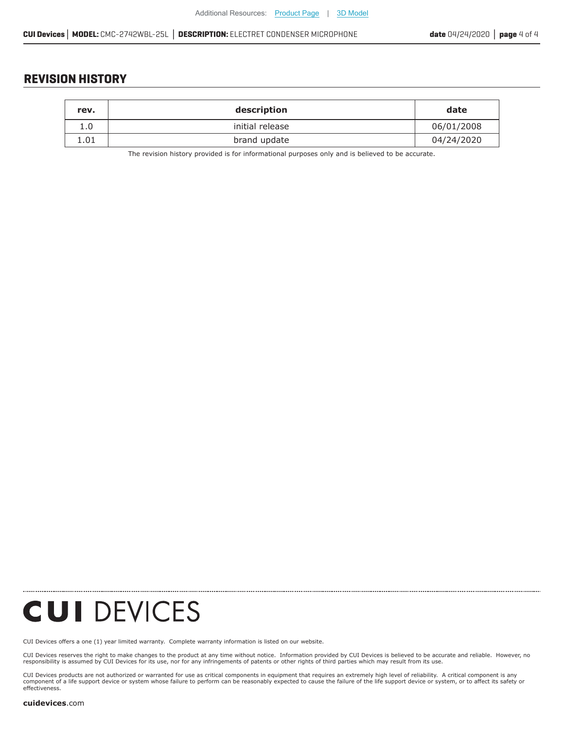## REVISION HISTORY

| rev. | description | date |
| --- | --- | --- |
| 1.0 | initial release | 06/01/2008 |
| 1.01 | brand update | 04/24/2020 |

The revision history provided is for informational purposes only and is believed to be accurate.

**CUI** DEVICES

CUI Devices offers a one (1) year limited warranty. Complete warranty information is listed on our website.

CUI Devices reserves the right to make changes to the product at any time without notice. Information provided by CUI Devices is believed to be accurate and reliable. However, no responsibility is assumed by CUI Devices for its use, nor for any infringements of patents or other rights of third parties which may result from its use.

CUI Devices products are not authorized or warranted for use as critical components in equipment that requires an extremely high level of reliability. A critical component is any component of a life support device or system whose failure to perform can be reasonably expected to cause the failure of the life support device or system, or to affect its safety or effectiveness.

**cuidevices**.com